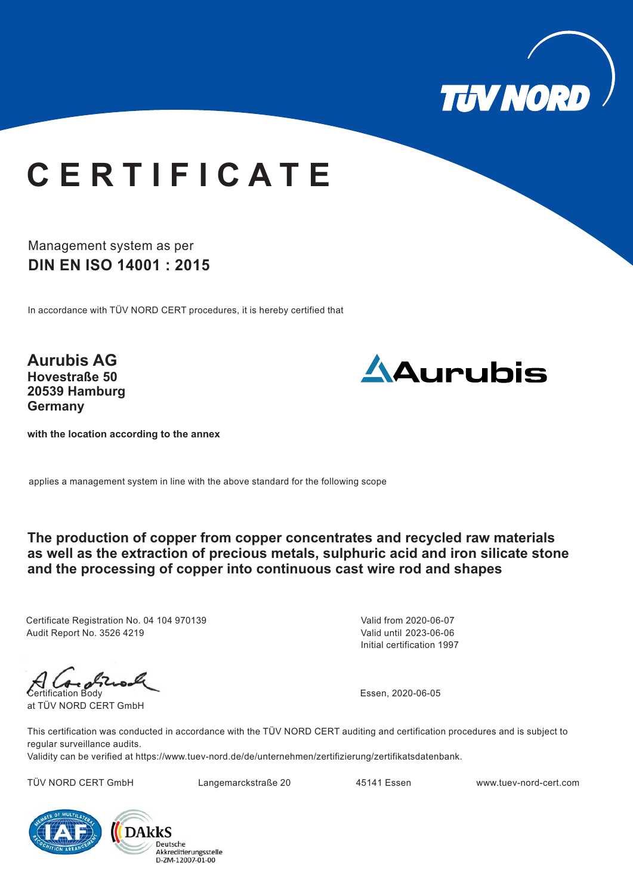# CERTIFICATE

Management system as per

**DIN EN ISO 14001 : 2015**

In accordance with TÜV NORD CERT procedures, it is hereby certified that

**Aurubis AG**
**Hovestraße 50**
**20539 Hamburg**
**Germany**

**with the location according to the annex**

applies a management system in line with the above standard for the following scope

**The production of copper from copper concentrates and recycled raw materials as well as the extraction of precious metals, sulphuric acid and iron silicate stone and the processing of copper into continuous cast wire rod and shapes**

Certificate Registration No. 04 104 970139
Audit Report No. 3526 4219

Valid from 2020-06-07
Valid until 2023-06-06
Initial certification 1997

Certification Body
at TÜV NORD CERT GmbH

Essen, 2020-06-05

This certification was conducted in accordance with the TÜV NORD CERT auditing and certification procedures and is subject to regular surveillance audits.
Validity can be verified at https://www.tuev-nord.de/de/unternehmen/zertifizierung/zertifikatsdatenbank.

TÜV NORD CERT GmbH    Langemarckstraße 20    45141 Essen    www.tuev-nord-cert.com

DAkkS Deutsche Akkreditierungsstelle D-ZM-12007-01-00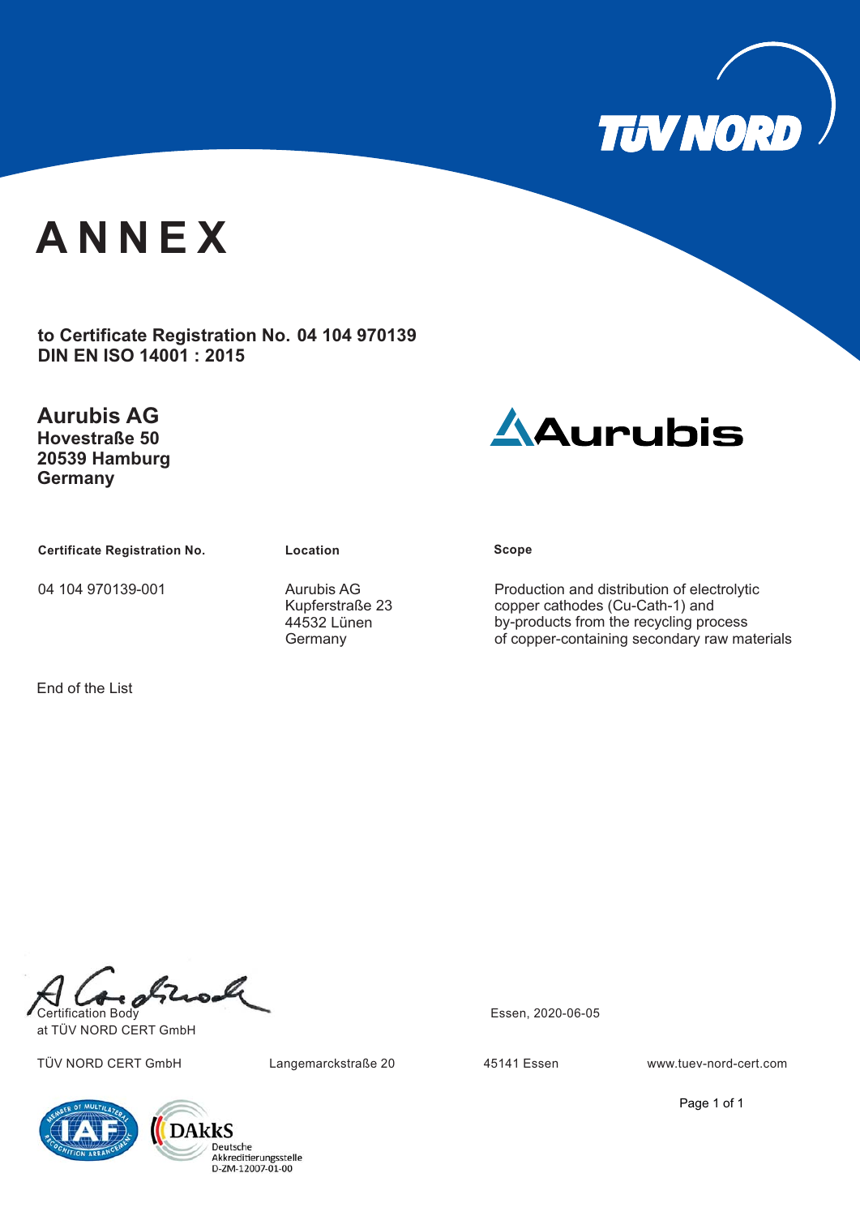# ANNEX

**to Certificate Registration No. 04 104 970139**
**DIN EN ISO 14001 : 2015**

**Aurubis AG**
**Hovestraße 50**
**20539 Hamburg**
**Germany**

| Certificate Registration No. | Location | Scope |
|---|---|---|
| 04 104 970139-001 | Aurubis AG<br>Kupferstraße 23<br>44532 Lünen<br>Germany | Production and distribution of electrolytic copper cathodes (Cu-Cath-1) and by-products from the recycling process of copper-containing secondary raw materials |

End of the List

Certification Body
at TÜV NORD CERT GmbH

Essen, 2020-06-05

TÜV NORD CERT GmbH    Langemarckstraße 20    45141 Essen    www.tuev-nord-cert.com

DAkkS Deutsche Akkreditierungsstelle D-ZM-12007-01-00